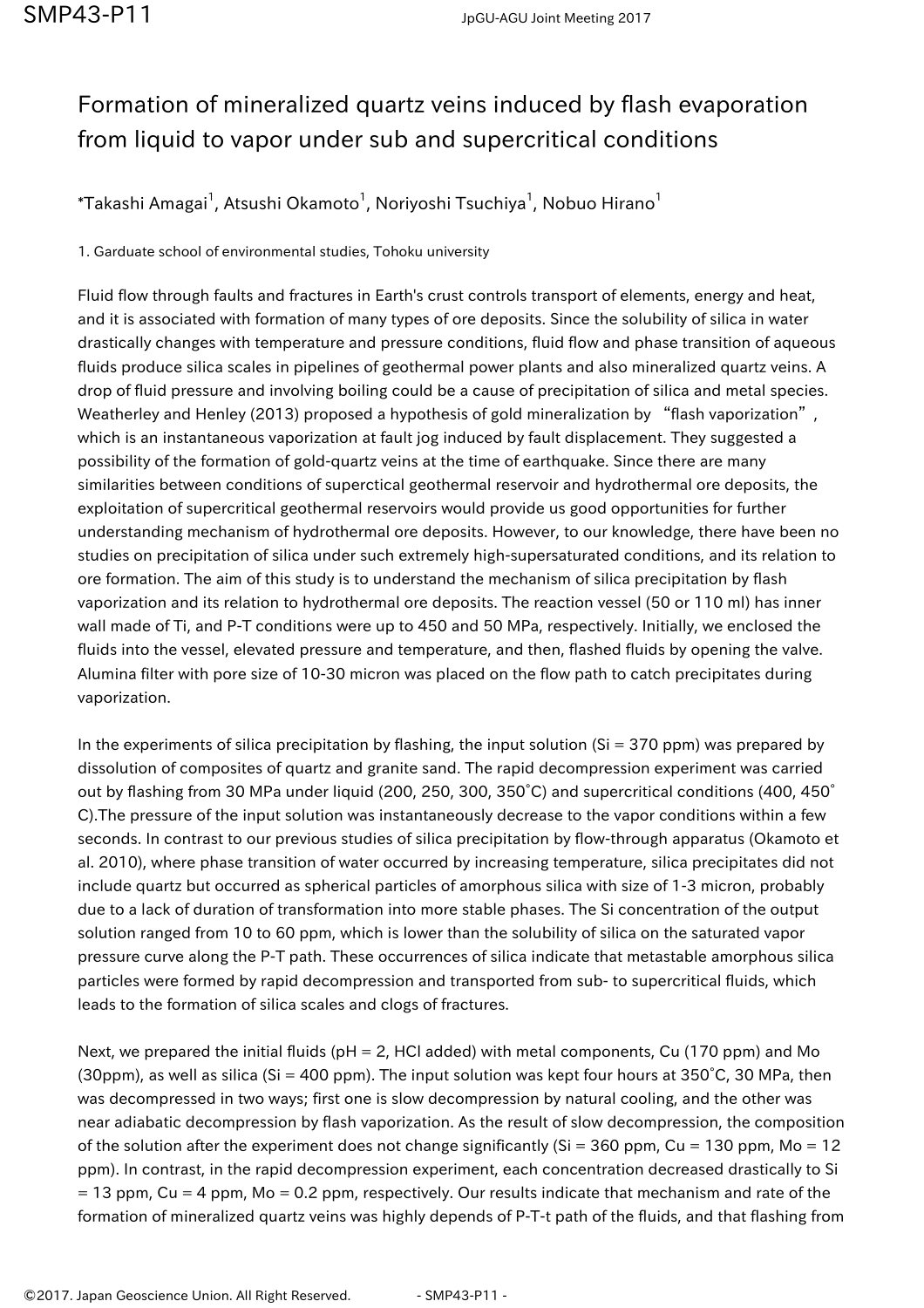# Formation of mineralized quartz veins induced by flash evaporation from liquid to vapor under sub and supercritical conditions

*Takashi Amagai[1], Atsushi Okamoto[1], Noriyoshi Tsuchiya[1], Nobuo Hirano[1]

1. Garduate school of environmental studies, Tohoku university

Fluid flow through faults and fractures in Earth's crust controls transport of elements, energy and heat, and it is associated with formation of many types of ore deposits. Since the solubility of silica in water drastically changes with temperature and pressure conditions, fluid flow and phase transition of aqueous fluids produce silica scales in pipelines of geothermal power plants and also mineralized quartz veins. A drop of fluid pressure and involving boiling could be a cause of precipitation of silica and metal species. Weatherley and Henley (2013) proposed a hypothesis of gold mineralization by "flash vaporization", which is an instantaneous vaporization at fault jog induced by fault displacement. They suggested a possibility of the formation of gold-quartz veins at the time of earthquake. Since there are many similarities between conditions of superctical geothermal reservoir and hydrothermal ore deposits, the exploitation of supercritical geothermal reservoirs would provide us good opportunities for further understanding mechanism of hydrothermal ore deposits. However, to our knowledge, there have been no studies on precipitation of silica under such extremely high-supersaturated conditions, and its relation to ore formation. The aim of this study is to understand the mechanism of silica precipitation by flash vaporization and its relation to hydrothermal ore deposits. The reaction vessel (50 or 110 ml) has inner wall made of Ti, and P-T conditions were up to 450 and 50 MPa, respectively. Initially, we enclosed the fluids into the vessel, elevated pressure and temperature, and then, flashed fluids by opening the valve. Alumina filter with pore size of 10-30 micron was placed on the flow path to catch precipitates during vaporization.

In the experiments of silica precipitation by flashing, the input solution (Si = 370 ppm) was prepared by dissolution of composites of quartz and granite sand. The rapid decompression experiment was carried out by flashing from 30 MPa under liquid (200, 250, 300, 350˚C) and supercritical conditions (400, 450˚C).The pressure of the input solution was instantaneously decrease to the vapor conditions within a few seconds. In contrast to our previous studies of silica precipitation by flow-through apparatus (Okamoto et al. 2010), where phase transition of water occurred by increasing temperature, silica precipitates did not include quartz but occurred as spherical particles of amorphous silica with size of 1-3 micron, probably due to a lack of duration of transformation into more stable phases. The Si concentration of the output solution ranged from 10 to 60 ppm, which is lower than the solubility of silica on the saturated vapor pressure curve along the P-T path. These occurrences of silica indicate that metastable amorphous silica particles were formed by rapid decompression and transported from sub- to supercritical fluids, which leads to the formation of silica scales and clogs of fractures.

Next, we prepared the initial fluids (pH = 2, HCl added) with metal components, Cu (170 ppm) and Mo (30ppm), as well as silica (Si = 400 ppm). The input solution was kept four hours at 350˚C, 30 MPa, then was decompressed in two ways; first one is slow decompression by natural cooling, and the other was near adiabatic decompression by flash vaporization. As the result of slow decompression, the composition of the solution after the experiment does not change significantly (Si = 360 ppm, Cu = 130 ppm, Mo = 12 ppm). In contrast, in the rapid decompression experiment, each concentration decreased drastically to Si = 13 ppm, Cu = 4 ppm, Mo = 0.2 ppm, respectively. Our results indicate that mechanism and rate of the formation of mineralized quartz veins was highly depends of P-T-t path of the fluids, and that flashing from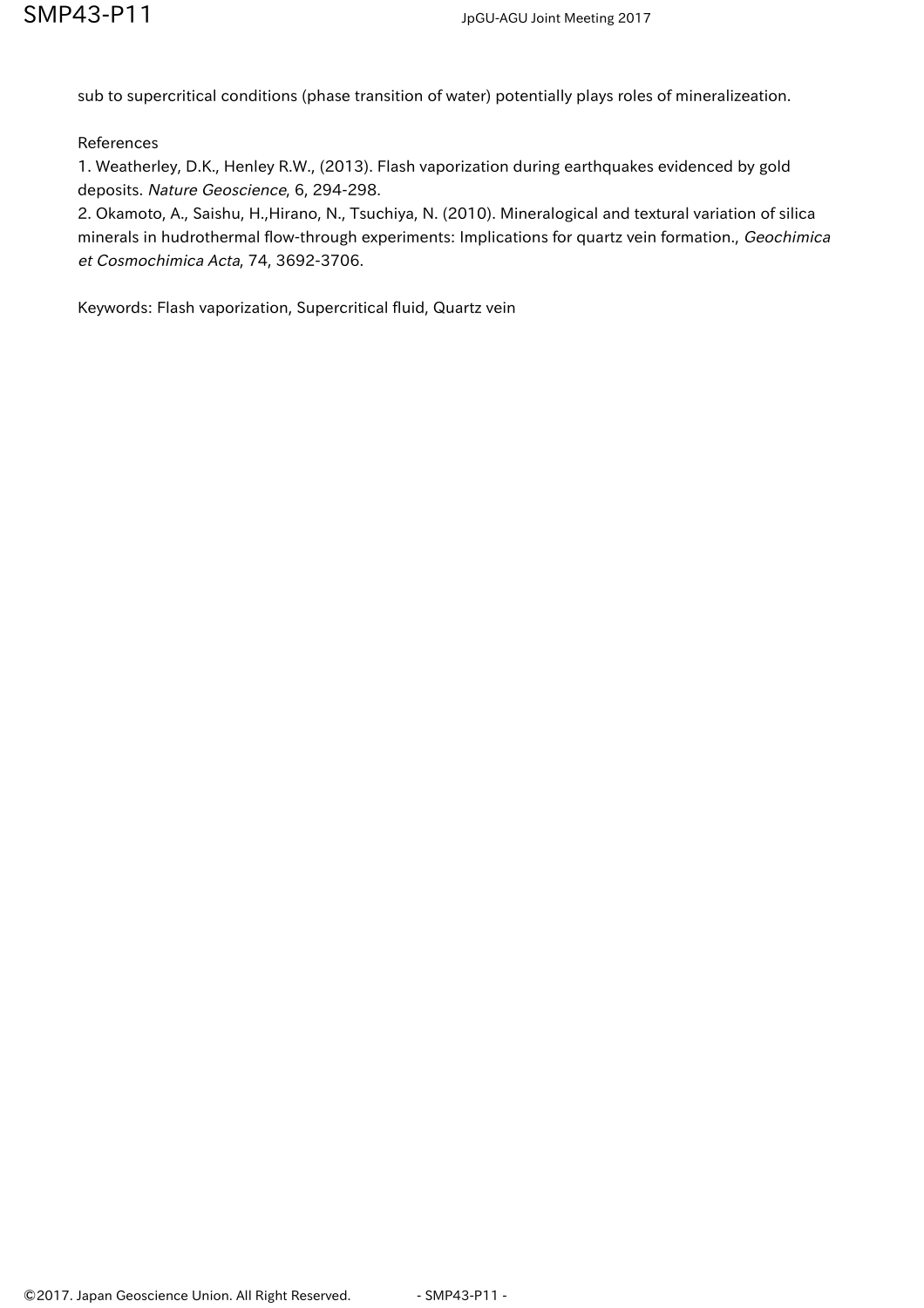sub to supercritical conditions (phase transition of water) potentially plays roles of mineralizeation.

References

1. Weatherley, D.K., Henley R.W., (2013). Flash vaporization during earthquakes evidenced by gold deposits. *Nature Geoscience*, 6, 294-298.
2. Okamoto, A., Saishu, H.,Hirano, N., Tsuchiya, N. (2010). Mineralogical and textural variation of silica minerals in hudrothermal flow-through experiments: Implications for quartz vein formation., *Geochimica et Cosmochimica Acta*, 74, 3692-3706.

Keywords: Flash vaporization, Supercritical fluid, Quartz vein